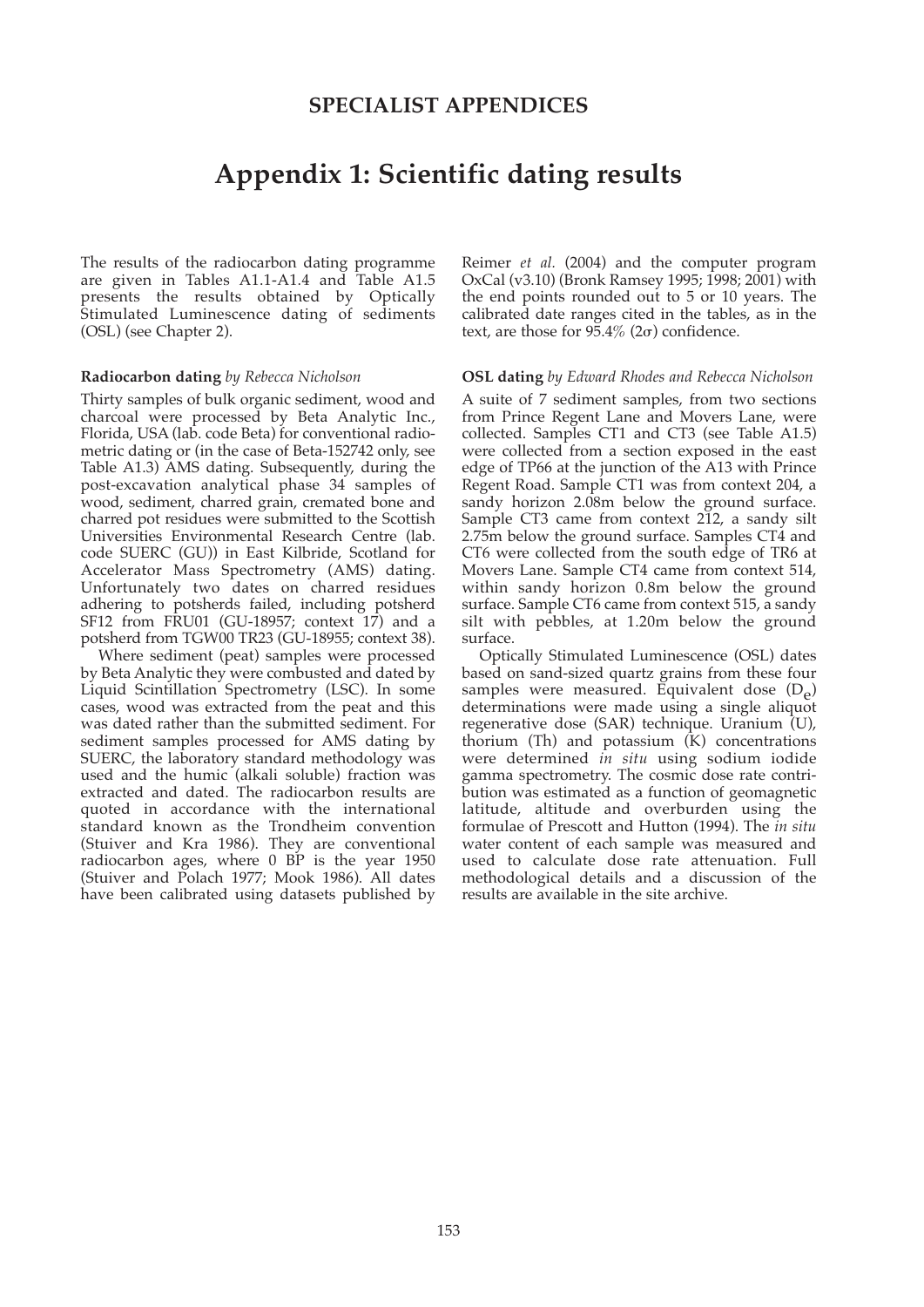## SPECIALIST APPENDICES

# Appendix 1: Scientific dating results

The results of the radiocarbon dating programme are given in Tables A1.1-A1.4 and Table A1.5 presents the results obtained by Optically Stimulated Luminescence dating of sediments (OSL) (see Chapter 2).

**Radiocarbon dating** *by Rebecca Nicholson*

Thirty samples of bulk organic sediment, wood and charcoal were processed by Beta Analytic Inc., Florida, USA (lab. code Beta) for conventional radiometric dating or (in the case of Beta-152742 only, see Table A1.3) AMS dating. Subsequently, during the post-excavation analytical phase 34 samples of wood, sediment, charred grain, cremated bone and charred pot residues were submitted to the Scottish Universities Environmental Research Centre (lab. code SUERC (GU)) in East Kilbride, Scotland for Accelerator Mass Spectrometry (AMS) dating. Unfortunately two dates on charred residues adhering to potsherds failed, including potsherd SF12 from FRU01 (GU-18957; context 17) and a potsherd from TGW00 TR23 (GU-18955; context 38).

Where sediment (peat) samples were processed by Beta Analytic they were combusted and dated by Liquid Scintillation Spectrometry (LSC). In some cases, wood was extracted from the peat and this was dated rather than the submitted sediment. For sediment samples processed for AMS dating by SUERC, the laboratory standard methodology was used and the humic (alkali soluble) fraction was extracted and dated. The radiocarbon results are quoted in accordance with the international standard known as the Trondheim convention (Stuiver and Kra 1986). They are conventional radiocarbon ages, where 0 BP is the year 1950 (Stuiver and Polach 1977; Mook 1986). All dates have been calibrated using datasets published by Reimer *et al.* (2004) and the computer program OxCal (v3.10) (Bronk Ramsey 1995; 1998; 2001) with the end points rounded out to 5 or 10 years. The calibrated date ranges cited in the tables, as in the text, are those for 95.4% (2σ) confidence.

**OSL dating** *by Edward Rhodes and Rebecca Nicholson*

A suite of 7 sediment samples, from two sections from Prince Regent Lane and Movers Lane, were collected. Samples CT1 and CT3 (see Table A1.5) were collected from a section exposed in the east edge of TP66 at the junction of the A13 with Prince Regent Road. Sample CT1 was from context 204, a sandy horizon 2.08m below the ground surface. Sample CT3 came from context 212, a sandy silt 2.75m below the ground surface. Samples CT4 and CT6 were collected from the south edge of TR6 at Movers Lane. Sample CT4 came from context 514, within sandy horizon 0.8m below the ground surface. Sample CT6 came from context 515, a sandy silt with pebbles, at 1.20m below the ground surface.

Optically Stimulated Luminescence (OSL) dates based on sand-sized quartz grains from these four samples were measured. Equivalent dose ($D_e$) determinations were made using a single aliquot regenerative dose (SAR) technique. Uranium (U), thorium (Th) and potassium (K) concentrations were determined *in situ* using sodium iodide gamma spectrometry. The cosmic dose rate contribution was estimated as a function of geomagnetic latitude, altitude and overburden using the formulae of Prescott and Hutton (1994). The *in situ* water content of each sample was measured and used to calculate dose rate attenuation. Full methodological details and a discussion of the results are available in the site archive.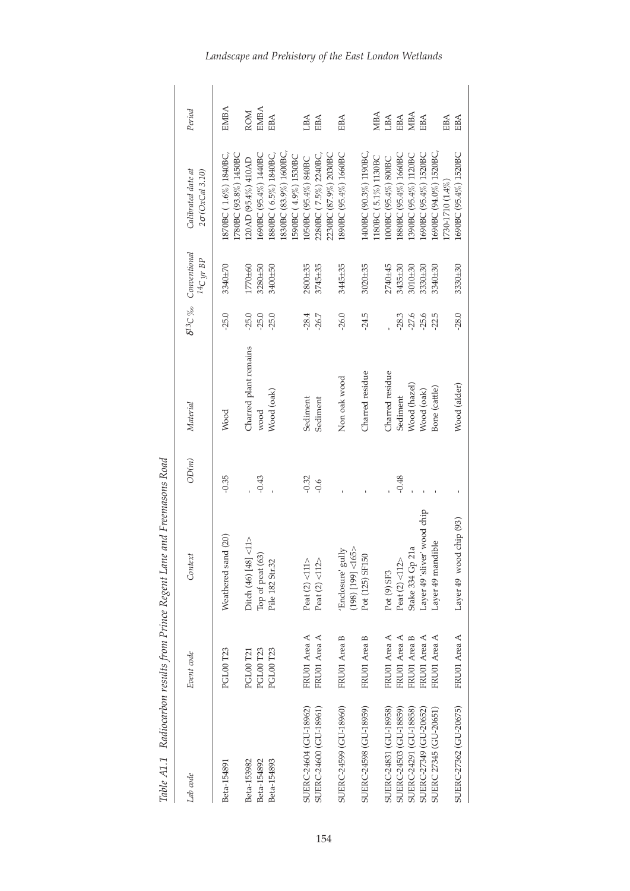*Table A1.1 Radiocarbon results from Prince Regent Lane and Freemasons Road*

| *Lab code* | *Event code* | *Context* | *OD(m)* | *Material* | $\delta^{13}C$ ‰ | *Conventional* $^{14}C$ *yr BP* | *Calibrated date at* $2\sigma$ *(OxCal 3.10)* | *Period* |
|---|---|---|---|---|---|---|---|---|
| Beta-154891 | PGL00 T23 | Weathered sand (20) | -0.35 | Wood | -25.0 | 3340±70 | 1870BC ( 1.6%) 1840BC, 1780BC (93.8%) 1450BC | EMBA |
| Beta-153982 | PGL00 T21 | Ditch (46) [48] <11> | - | Charred plant remains | -25.0 | 1770±60 | 120AD (95.4%) 410AD | ROM |
| Beta-154892 | PGL00 T23 | Top of peat (63) | -0.43 | wood | -25.0 | 3280±50 | 1690BC (95.4%) 1440BC | EMBA |
| Beta-154893 | PGL00 T23 | Pile 182 Str.32 | - | Wood (oak) | -25.0 | 3400±50 | 1880BC ( 6.5%) 1840BC, 1830BC (83.9%) 1600BC, 1590BC ( 4.9%) 1530BC | EBA |
| SUERC-24604 (GU-18962) | FRU01 Area A | Peat (2) <111> | -0.32 | Sediment | -28.4 | 2800±35 | 1050BC (95.4%) 840BC | LBA |
| SUERC-24600 (GU-18961) | FRU01 Area A | Peat (2) <112> | -0.6 | Sediment | -26.7 | 3745±35 | 2280BC (7.5%) 2240BC, 2230BC (87.9%) 2030BC | EBA |
| SUERC-24599 (GU-18960) | FRU01 Area B | 'Enclosure' gully (198) [199] <165> | - | Non oak wood | -26.0 | 3445±35 | 1890BC (95.4%) 1660BC | EBA |
| SUERC-24598 (GU-18959) | FRU01 Area B | Pot (125) SF150 | - | Charred residue | -24.5 | 3020±35 | 1400BC (90.3%) 1190BC, 1180BC ( 5.1%) 1130BC | MBA |
| SUERC-24831 (GU-18958) | FRU01 Area A | Pot (9) SF3 | - | Charred residue | - | 2740±45 | 1000BC (95.4%) 800BC | LBA |
| SUERC-24503 (GU-18859) | FRU01 Area A | Peat (2) <112> | -0.48 | Sediment | -28.3 | 3435±30 | 1880BC (95.4%) 1660BC | EBA |
| SUERC-24291 (GU-18858) | FRU01 Area B | Stake 334 Gp 21a | - | Wood (hazel) | -27.6 | 3010±30 | 1390BC (95.4%) 1120BC | MBA |
| SUERC-27349 (GU-20652) | FRU01 Area A | Layer 49 'sliver' wood chip | - | Wood (oak) | -25.6 | 3330±30 | 1690BC (95.4%) 1520BC | EBA |
| SUERC 27345 (GU-20651) | FRU01 Area A | Layer 49 mandible | - | Bone (cattle) | -22.5 | 3340±30 | 1690BC (94.0%) 1520BC, 1730-1710 (1.4%) | EBA |
| SUERC-27362 (GU-20675) | FRU01 Area A | Layer 49 wood chip (93) | - | Wood (alder) | -28.0 | 3330±30 | 1690BC (95.4%) 1520BC | EBA |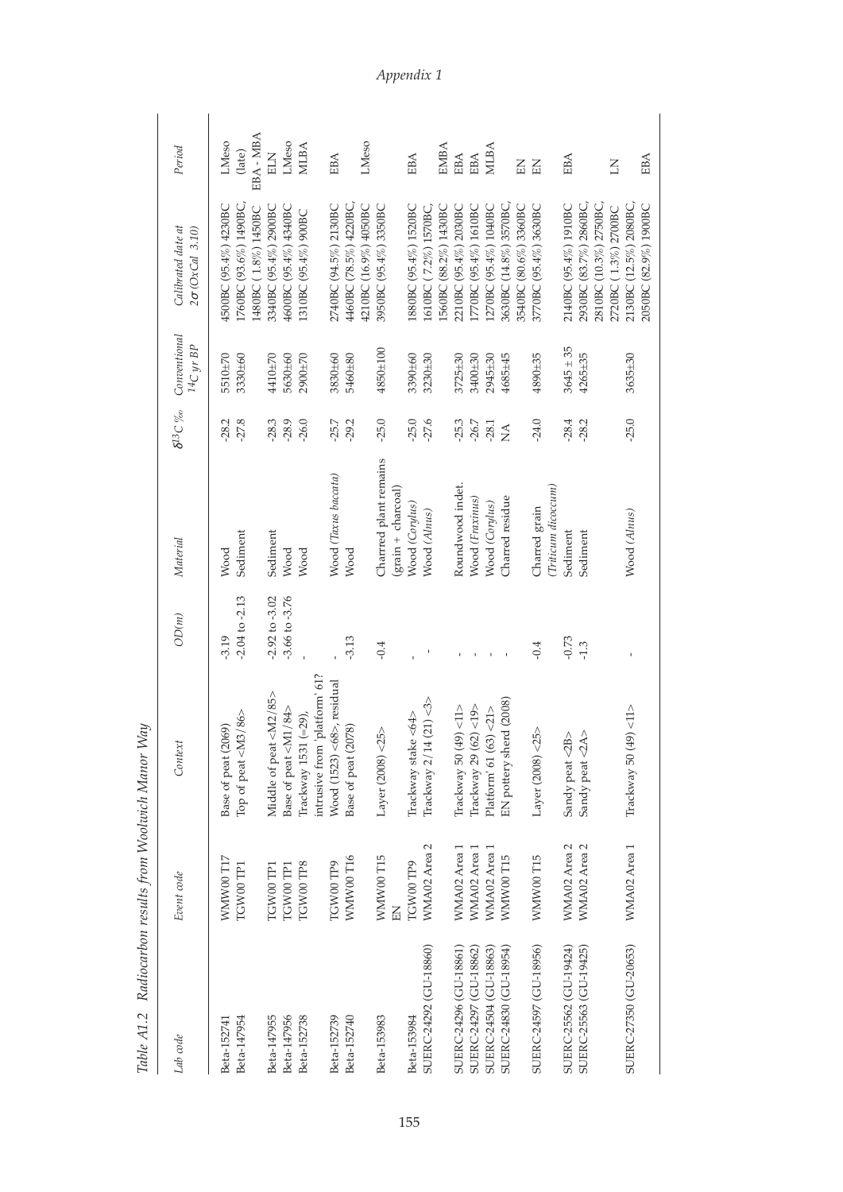Table A1.2 Radiocarbon results from Woolwich Manor Way

| Lab code | Event code | Context | OD(m) | Material | $\delta^{13}C$ ‰ | Conventional $^{14}C$ yr BP | Calibrated date at $2\sigma$ (OxCal 3.10) | Period |
|---|---|---|---|---|---|---|---|---|
| Beta-152741 | WMW00 T17 | Base of peat (2069) | -3.19 | Wood | -28.2 | 5510±70 | 4500BC (95.4%) 4230BC | LMeso |
| Beta-147954 | TGW00 TP1 | Top of peat <M3/86> | -2.04 to -2.13 | Sediment | -27.8 | 3330±60 | 1760BC (93.6%) 1490BC, 1480BC ( 1.8%) 1450BC | (late) EBA - MBA |
| Beta-147955 | TGW00 TP1 | Middle of peat <M2/85> | -2.92 to -3.02 | Sediment | -28.3 | 4410±70 | 3340BC (95.4%) 2900BC | ELN |
| Beta-147956 | TGW00 TP1 | Base of peat <M1/84> | -3.66 to -3.76 | Wood | -28.9 | 5630±60 | 4600BC (95.4%) 4340BC | LMeso |
| Beta-152738 | TGW00 TP8 | Trackway 1531 (=29), intrusive from 'platform' 61? | - | Wood | -26.0 | 2900±70 | 1310BC (95.4%) 900BC | MLBA |
| Beta-152739 | TGW00 TP9 | Wood (1523) <68>, residual | - | Wood (*Taxus baccata*) | -25.7 | 3830±60 | 2740BC (94.5%) 2130BC | EBA |
| Beta-152740 | WMW00 T16 | Base of peat (2078) | -3.13 | Wood | -29.2 | 5460±80 | 4460BC (78.5%) 4220BC, 4210BC (16.9%) 4050BC | LMeso |
| Beta-153983 | WMW00 T15 | Layer (2008) <25> | -0.4 | Charred plant remains (grain + charcoal) | -25.0 | 4850±100 | 3950BC (95.4%) 3350BC | EN |
| Beta-153984 | TGW00 TP9 | Trackway stake <64> | - | Wood (*Corylus*) | -25.0 | 3390±60 | 1880BC (95.4%) 1520BC | EBA |
| SUERC-24292 (GU-18860) | WMA02 Area 2 | Trackway 2/14 (21) <3> | - | Wood (*Alnus*) | -27.6 | 3230±30 | 1610BC ( 7.2%) 1570BC, 1560BC (88.2%) 1430BC | EMBA |
| SUERC-24296 (GU-18861) | WMA02 Area 1 | Trackway 50 (49) <11> | - | Roundwood indet. | -25.3 | 3725±30 | 2210BC (95.4%) 2030BC | EBA |
| SUERC-24297 (GU-18862) | WMA02 Area 1 | Trackway 29 (62) <19> | - | Wood (*Fraxinus*) | -26.7 | 3400±30 | 1770BC (95.4%) 1610BC | EBA |
| SUERC-24504 (GU-18863) | WMA02 Area 1 | Platform 61 (63) <21> | - | Wood (*Corylus*) | -28.1 | 2945±30 | 1270BC (95.4%) 1040BC | MLBA |
| SUERC-24830 (GU-18954) | WMW00 T15 | EN pottery sherd (2008) | - | Charred residue | NA | 4685±45 | 3630BC (14.8%) 3570BC, 3540BC (80.6%) 3360BC | EN |
| SUERC-24597 (GU-18956) | WMW00 T15 | Layer (2008) <25> | -0.4 | Charred grain (*Triticum dicoccum*) | -24.0 | 4890±35 | 3770BC (95.4%) 3630BC | EN |
| SUERC-25562 (GU-19424) | WMA02 Area 2 | Sandy peat <2B> | -0.73 | Sediment | -28.4 | 3645 ± 35 | 2140BC (95.4%) 1910BC | EBA |
| SUERC-25563 (GU-19425) | WMA02 Area 2 | Sandy peat <2A> | -1.3 | Sediment | -28.2 | 4265±35 | 2930BC (83.7%) 2860BC, 2810BC (10.3%) 2750BC, 2720BC ( 1.3%) 2700BC | LN |
| SUERC-27350 (GU-20653) | WMA02 Area 1 | Trackway 50 (49) <11> | - | Wood (*Alnus*) | -25.0 | 3635±30 | 2130BC (12.5%) 2080BC, 2050BC (82.9%) 1900BC | EBA |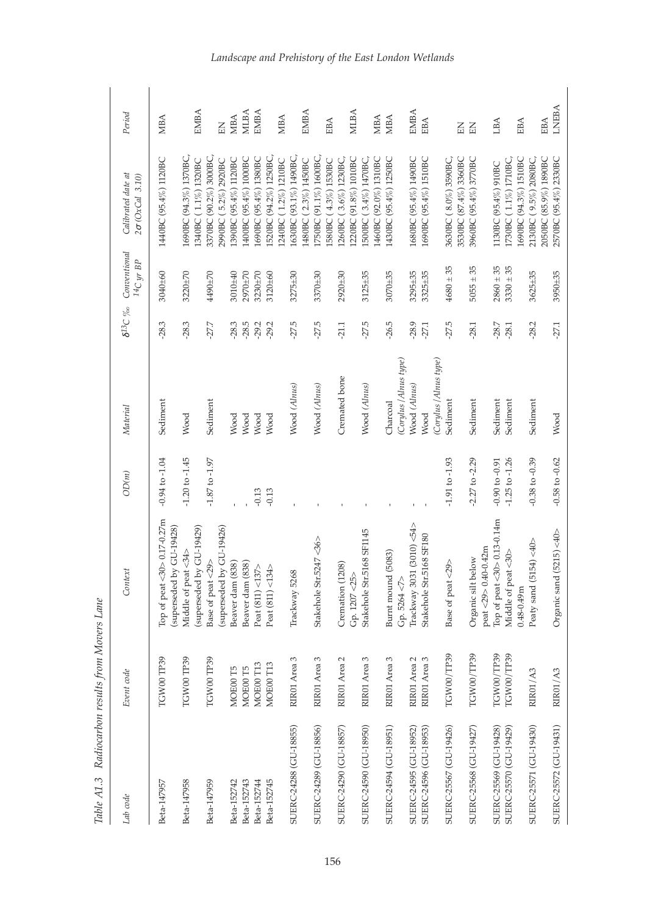Table A1.3 Radiocarbon results from Movers Lane

| Lab code | Event code | Context | OD(m) | Material | $\delta^{13}C$ ‰ | Conventional $^{14}C$ yr BP | Calibrated date at $2\sigma$ (OxCal 3.10) | Period |
|---|---|---|---|---|---|---|---|---|
| Beta-147957 | TGW00 TP39 | Top of peat <30> 0.17-0.27m (superseded by GU-19428) | -0.94 to -1.04 | Sediment | -28.3 | 3040±60 | 1440BC (95.4%) 1120BC | MBA |
| Beta-147958 | TGW00 TP39 | Middle of peat <34> (superseded by GU-19429) | -1.20 to -1.45 | Wood | -28.3 | 3220±70 | 1690BC (94.3%) 1370BC, 1340BC ( 1.1%) 1320BC | EMBA |
| Beta-147959 | TGW00 TP39 | Base of peat <29> (superseded by GU-19426) | -1.87 to -1.97 | Sediment | -27.7 | 4490±70 | 3370BC (90.2%) 3000BC, 2990BC ( 5.2%) 2920BC | EN |
| Beta-152742 | MOE00 T5 | Beaver dam (838) | - | Wood | -28.3 | 3010±40 | 1390BC (95.4%) 1120BC | MBA |
| Beta-152743 | MOE00 T5 | Beaver dam (838) | - | Wood | -28.5 | 2970±70 | 1400BC (95.4%) 1000BC | MLBA |
| Beta-152744 | MOE00 T13 | Peat (811) <137> | -0.13 | Wood | -29.2 | 3230±70 | 1690BC (95.4%) 1380BC | EMBA |
| Beta-152745 | MOE00 T13 | Peat (811) <134> | -0.13 | Wood | -29.2 | 3120±60 | 1520BC (94.2%) 1250BC, 1240BC ( 1.2%) 1210BC | MBA |
| SUERC-24288 (GU-18855) | RIR01 Area 3 | Trackway 5268 | - | Wood (*Alnus*) | -27.5 | 3275±30 | 1630BC (93.1%) 1490BC, 1480BC ( 2.3%) 1450BC | EMBA |
| SUERC-24289 (GU-18856) | RIR01 Area 3 | Stakehole Str.5247 <36> | - | Wood (*Alnus*) | -27.5 | 3370±30 | 1750BC (91.1%) 1600BC, 1580BC ( 4.3%) 1530BC | EBA |
| SUERC-24290 (GU-18857) | RIR01 Area 2 | Cremation (1208) Gp. 1207 <25> | - | Cremated bone | -21.1 | 2920±30 | 1260BC ( 3.6%) 1230BC, 1220BC (91.8%) 1010BC | MLBA |
| SUERC-24590 (GU-18950) | RIR01 Area 3 | Stakehole Str.5168 SF1145 | - | Wood (*Alnus*) | -27.5 | 3125±35 | 1500BC ( 3.4%) 1470BC, 1460BC (92.0%) 1310BC | MBA |
| SUERC-24594 (GU-18951) | RIR01 Area 3 | Burnt mound (5083) Gp. 5264 <7> | - | Charcoal (*Corylus/Alnus type*) | -26.5 | 3070±35 | 1430BC (95.4%) 1250BC | MBA |
| SUERC-24595 (GU-18952) | RIR01 Area 2 | Trackway 3031 (3010) <54> | - | Wood (*Alnus*) | -28.9 | 3295±35 | 1680BC (95.4%) 1490BC | EMBA |
| SUERC-24596 (GU-18953) | RIR01 Area 3 | Stakehole Str.5168 SF180 | - | Wood (*Corylus/Alnus type*) | -27.1 | 3325±35 | 1690BC (95.4%) 1510BC | EBA |
| SUERC-25567 (GU-19426) | TGW00/TP39 | Base of peat <29> | -1.91 to -1.93 | Sediment | -27.5 | 4680 ± 35 | 3630BC ( 8.0%) 3590BC, 3530BC (87.4%) 3360BC | EN |
| SUERC-25568 (GU-19427) | TGW00/TP39 | Organic silt below peat <29> 0.40-0.42m | -2.27 to -2.29 | Sediment | -28.1 | 5055 ± 35 | 3960BC (95.4%) 3770BC | EN |
| SUERC-25569 (GU-19428) | TGW00/TP39 | Top of peat <30> 0.13-0.14m | -0.90 to -0.91 | Sediment | -28.7 | 2860 ± 35 | 1130BC (95.4%) 910BC | LBA |
| SUERC-25570 (GU-19429) | TGW00/TP39 | Middle of peat <30> 0.48-0.49m | -1.25 to -1.26 | Sediment | -28.1 | 3330 ± 35 | 1730BC ( 1.1%) 1710BC, 1690BC (94.3%) 1510BC | EBA |
| SUERC-25571 (GU-19430) | RIR01/A3 | Peaty sand (5154) <40> | -0.38 to -0.39 | Sediment | -28.2 | 3625±35 | 2130BC ( 9.5%) 2080BC, 2050BC (85.9%) 1890BC | EBA |
| SUERC-25572 (GU-19431) | RIR01/A3 | Organic sand (5215) <40> | -0.58 to -0.62 | Wood | -27.1 | 3950±35 | 2570BC (95.4%) 2330BC | LNEBA |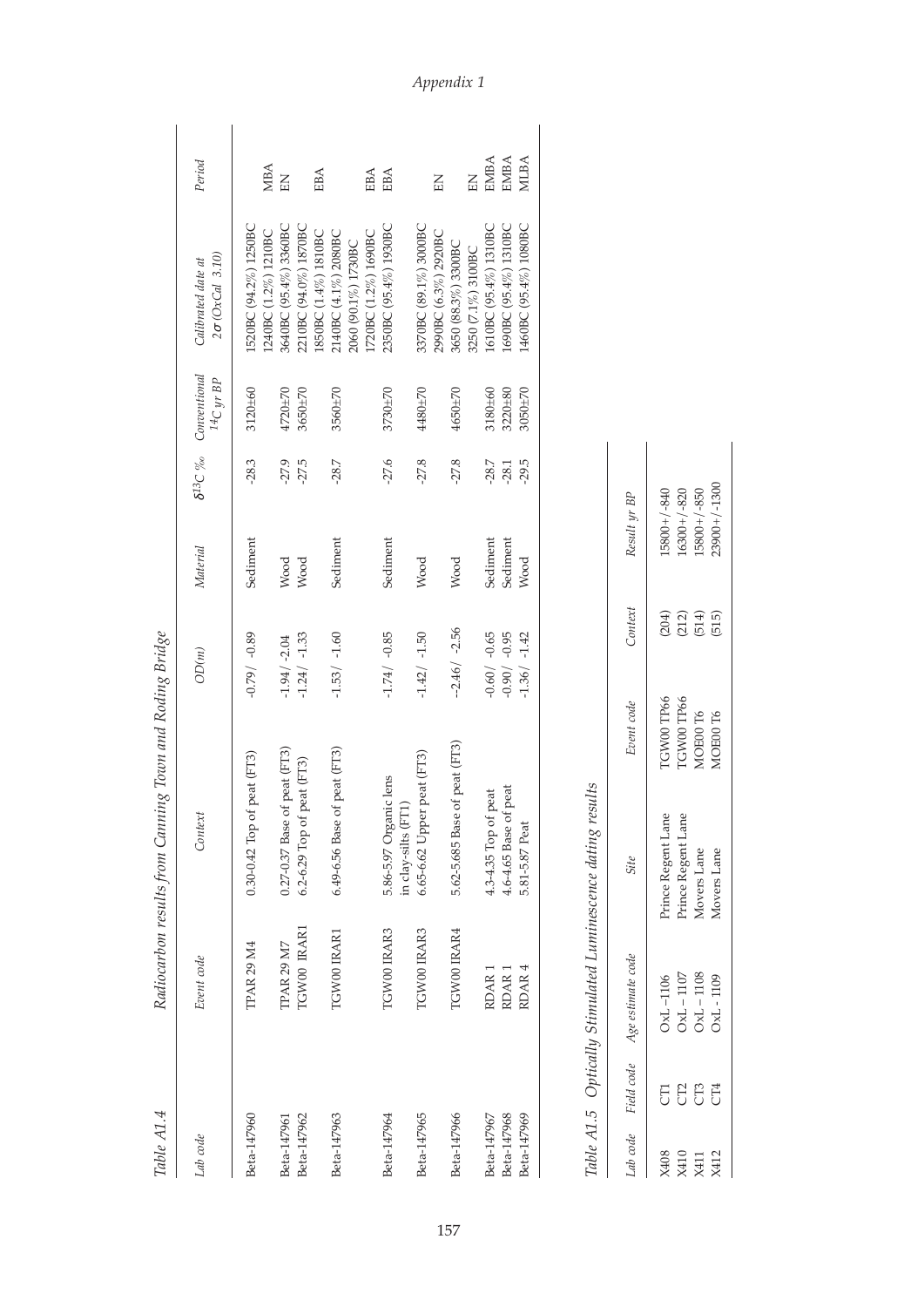Table A1.4 Radiocarbon results from Canning Town and Roding Bridge

| Lab code | Event code | Context | OD(m) | Material | $\delta^{13}C$ ‰ | Conventional $^{14}C$ yr BP | Calibrated date at 2σ (OxCal 3.10) | Period |
|---|---|---|---|---|---|---|---|---|
| Beta-147960 | TPAR 29 M4 | 0.30-0.42 Top of peat (FT3) | -0.79/ -0.89 | Sediment | -28.3 | 3120±60 | 1520BC (94.2%) 1250BC<br>1240BC (1.2%) 1210BC | MBA |
| Beta-147961 | TPAR 29 M7 | 0.27-0.37 Base of peat (FT3) | -1.94/ -2.04 | Wood | -27.9 | 4720±70 | 3640BC (95.4%) 3360BC | EN |
| Beta-147962 | TGW00 IRAR1 | 6.2-6.29 Top of peat (FT3) | -1.24/ -1.33 | Wood | -27.5 | 3650±70 | 2210BC (94.0%) 1870BC<br>1850BC (1.4%) 1810BC | EBA |
| Beta-147963 | TGW00 IRAR1 | 6.49-6.56 Base of peat (FT3) | -1.53/ -1.60 | Sediment | -28.7 | 3560±70 | 2140BC (4.1%) 2080BC<br>2060 (90.1%) 1730BC<br>1720BC (1.2%) 1690BC | EBA |
| Beta-147964 | TGW00 IRAR3 | 5.86-5.97 Organic lens in clay-silts (FT1) | -1.74/ -0.85 | Sediment | -27.6 | 3730±70 | 2350BC (95.4%) 1930BC | EBA |
| Beta-147965 | TGW00 IRAR3 | 6.65-6.62 Upper peat (FT3) | -1.42/ -1.50 | Wood | -27.8 | 4480±70 | 3370BC (89.1%) 3000BC<br>2990BC (6.3%) 2920BC | EN |
| Beta-147966 | TGW00 IRAR4 | 5.62-5.685 Base of peat (FT3) | -2.46/ -2.56 | Wood | -27.8 | 4650±70 | 3650 (88.3%) 3300BC<br>3250 (7.1%) 3100BC | EN |
| Beta-147967 | RDAR 1 | 4.3-4.35 Top of peat | -0.60/ -0.65 | Sediment | -28.7 | 3180±60 | 1610BC (95.4%) 1310BC | EMBA |
| Beta-147968 | RDAR 1 | 4.6-4.65 Base of peat | -0.90/ -0.95 | Sediment | -28.1 | 3220±80 | 1690BC (95.4%) 1310BC | EMBA |
| Beta-147969 | RDAR 4 | 5.81-5.87 Peat | -1.36/ -1.42 | Wood | -29.5 | 3050±70 | 1460BC (95.4%) 1080BC | MLBA |

Table A1.5 Optically Stimulated Luminescence dating results

| Lab code | Field code | Age estimate code | Site | Event code | Context | Result yr BP |
|---|---|---|---|---|---|---|
| X408 | CT1 | OxL –1106 | Prince Regent Lane | TGW00 TP66 | (204) | 15800+/-840 |
| X410 | CT2 | OxL – 1107 | Prince Regent Lane | TGW00 TP66 | (212) | 16300+/-820 |
| X411 | CT3 | OxL – 1108 | Movers Lane | MOE00 T6 | (514) | 15800+/-850 |
| X412 | CT4 | OxL - 1109 | Movers Lane | MOE00 T6 | (515) | 23900+/-1300 |